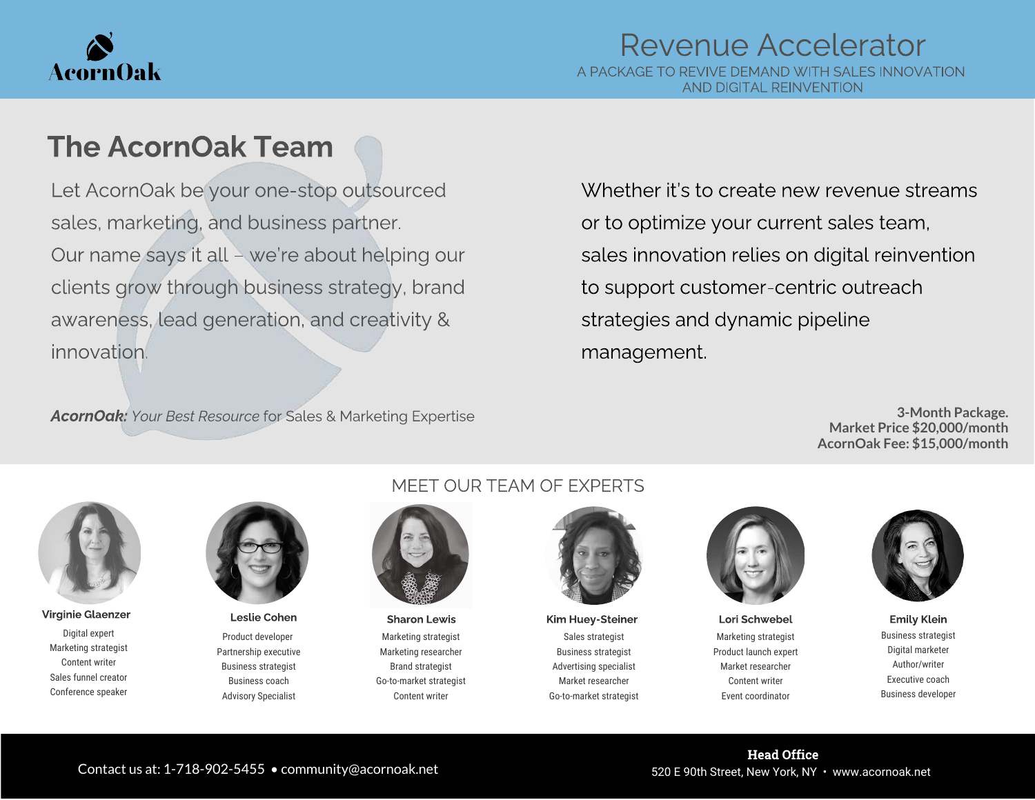AcornOak

# Revenue Accelerator

A PACKAGE TO REVIVE DEMAND WITH SALES INNOVATION AND DIGITAL REINVENTION

## The AcornOak Team

Let AcornOak be your one-stop outsourced sales, marketing, and business partner. Our name says it all – we're about helping our clients grow through business strategy, brand awareness, lead generation, and creativity & innovation.

***AcornOak:** Your Best Resource* for Sales & Marketing Expertise

Whether it's to create new revenue streams or to optimize your current sales team, sales innovation relies on digital reinvention to support customer-centric outreach strategies and dynamic pipeline management.

**3-Month Package.**
**Market Price $20,000/month**
**AcornOak Fee: $15,000/month**

## MEET OUR TEAM OF EXPERTS

**Virginie Glaenzer**
Digital expert
Marketing strategist
Content writer
Sales funnel creator
Conference speaker

**Leslie Cohen**
Product developer
Partnership executive
Business strategist
Business coach
Advisory Specialist

**Sharon Lewis**
Marketing strategist
Marketing researcher
Brand strategist
Go-to-market strategist
Content writer

**Kim Huey-Steiner**
Sales strategist
Business strategist
Advertising specialist
Market researcher
Go-to-market strategist

**Lori Schwebel**
Marketing strategist
Product launch expert
Market researcher
Content writer
Event coordinator

**Emily Klein**
Business strategist
Digital marketer
Author/writer
Executive coach
Business developer

Contact us at: 1-718-902-5455 • community@acornoak.net

**Head Office**
520 E 90th Street, New York, NY • www.acornoak.net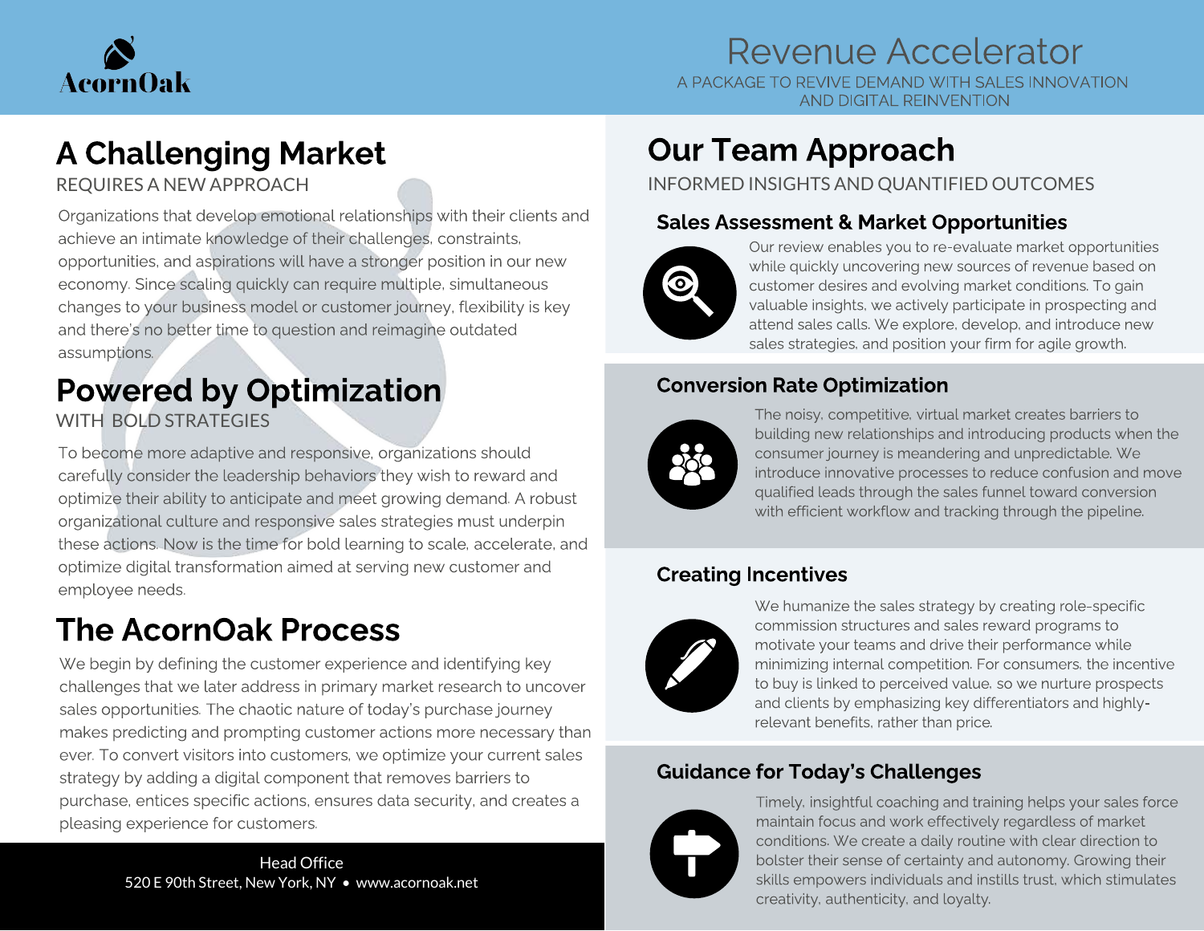AcornOak

# Revenue Accelerator

A PACKAGE TO REVIVE DEMAND WITH SALES INNOVATION AND DIGITAL REINVENTION

## A Challenging Market

REQUIRES A NEW APPROACH

Organizations that develop emotional relationships with their clients and achieve an intimate knowledge of their challenges, constraints, opportunities, and aspirations will have a stronger position in our new economy. Since scaling quickly can require multiple, simultaneous changes to your business model or customer journey, flexibility is key and there's no better time to question and reimagine outdated assumptions.

## Powered by Optimization

WITH BOLD STRATEGIES

To become more adaptive and responsive, organizations should carefully consider the leadership behaviors they wish to reward and optimize their ability to anticipate and meet growing demand. A robust organizational culture and responsive sales strategies must underpin these actions. Now is the time for bold learning to scale, accelerate, and optimize digital transformation aimed at serving new customer and employee needs.

## The AcornOak Process

We begin by defining the customer experience and identifying key challenges that we later address in primary market research to uncover sales opportunities. The chaotic nature of today's purchase journey makes predicting and prompting customer actions more necessary than ever. To convert visitors into customers, we optimize your current sales strategy by adding a digital component that removes barriers to purchase, entices specific actions, ensures data security, and creates a pleasing experience for customers.

Head Office
520 E 90th Street, New York, NY • www.acornoak.net

## Our Team Approach

INFORMED INSIGHTS AND QUANTIFIED OUTCOMES

### Sales Assessment & Market Opportunities

Our review enables you to re-evaluate market opportunities while quickly uncovering new sources of revenue based on customer desires and evolving market conditions. To gain valuable insights, we actively participate in prospecting and attend sales calls. We explore, develop, and introduce new sales strategies, and position your firm for agile growth.

### Conversion Rate Optimization

The noisy, competitive, virtual market creates barriers to building new relationships and introducing products when the consumer journey is meandering and unpredictable. We introduce innovative processes to reduce confusion and move qualified leads through the sales funnel toward conversion with efficient workflow and tracking through the pipeline.

### Creating Incentives

We humanize the sales strategy by creating role-specific commission structures and sales reward programs to motivate your teams and drive their performance while minimizing internal competition. For consumers, the incentive to buy is linked to perceived value, so we nurture prospects and clients by emphasizing key differentiators and highly-relevant benefits, rather than price.

### Guidance for Today's Challenges

Timely, insightful coaching and training helps your sales force maintain focus and work effectively regardless of market conditions. We create a daily routine with clear direction to bolster their sense of certainty and autonomy. Growing their skills empowers individuals and instills trust, which stimulates creativity, authenticity, and loyalty.